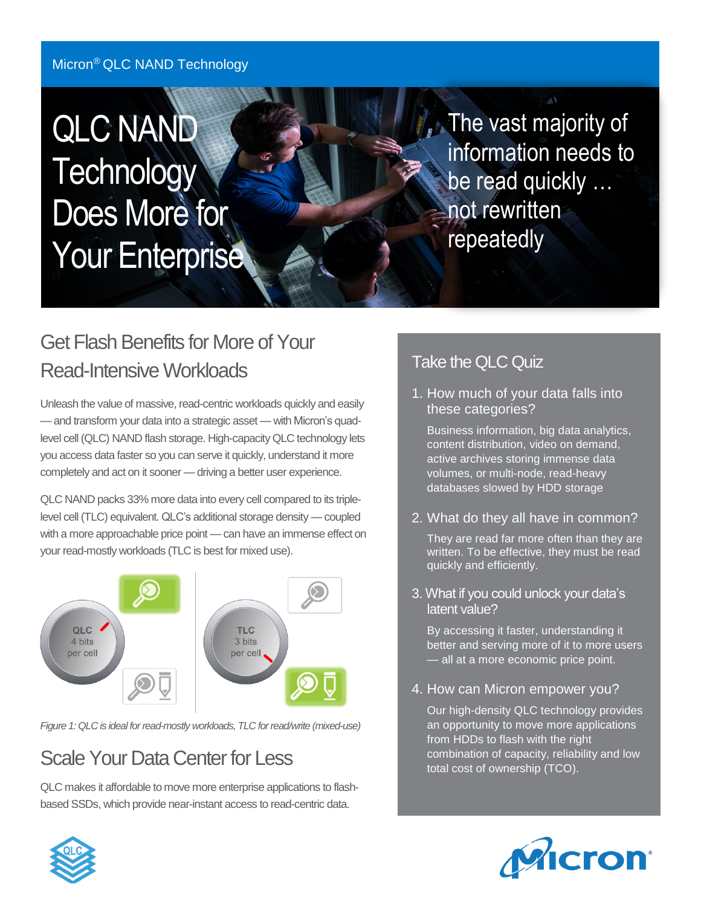Micron® QLC NAND Technology

# QLC NAND Technology Does More for Your Enterprise

The vast majority of information needs to be read quickly … not rewritten repeatedly

## Get Flash Benefits for More of Your Read-Intensive Workloads

Unleash the value of massive, read-centric workloads quickly and easily — and transform your data into a strategic asset — with Micron's quad-level cell (QLC) NAND flash storage. High-capacity QLC technology lets you access data faster so you can serve it quickly, understand it more completely and act on it sooner — driving a better user experience.

QLC NAND packs 33% more data into every cell compared to its triple-level cell (TLC) equivalent. QLC's additional storage density — coupled with a more approachable price point — can have an immense effect on your read-mostly workloads (TLC is best for mixed use).

QLC 4 bits per cell

TLC 3 bits per cell

*Figure 1: QLC is ideal for read-mostly workloads, TLC for read/write (mixed-use)*

## Scale Your Data Center for Less

QLC makes it affordable to move more enterprise applications to flash-based SSDs, which provide near-instant access to read-centric data.

## Take the QLC Quiz

1. How much of your data falls into these categories?

   Business information, big data analytics, content distribution, video on demand, active archives storing immense data volumes, or multi-node, read-heavy databases slowed by HDD storage

2. What do they all have in common?

   They are read far more often than they are written. To be effective, they must be read quickly and efficiently.

3. What if you could unlock your data's latent value?

   By accessing it faster, understanding it better and serving more of it to more users — all at a more economic price point.

4. How can Micron empower you?

   Our high-density QLC technology provides an opportunity to move more applications from HDDs to flash with the right combination of capacity, reliability and low total cost of ownership (TCO).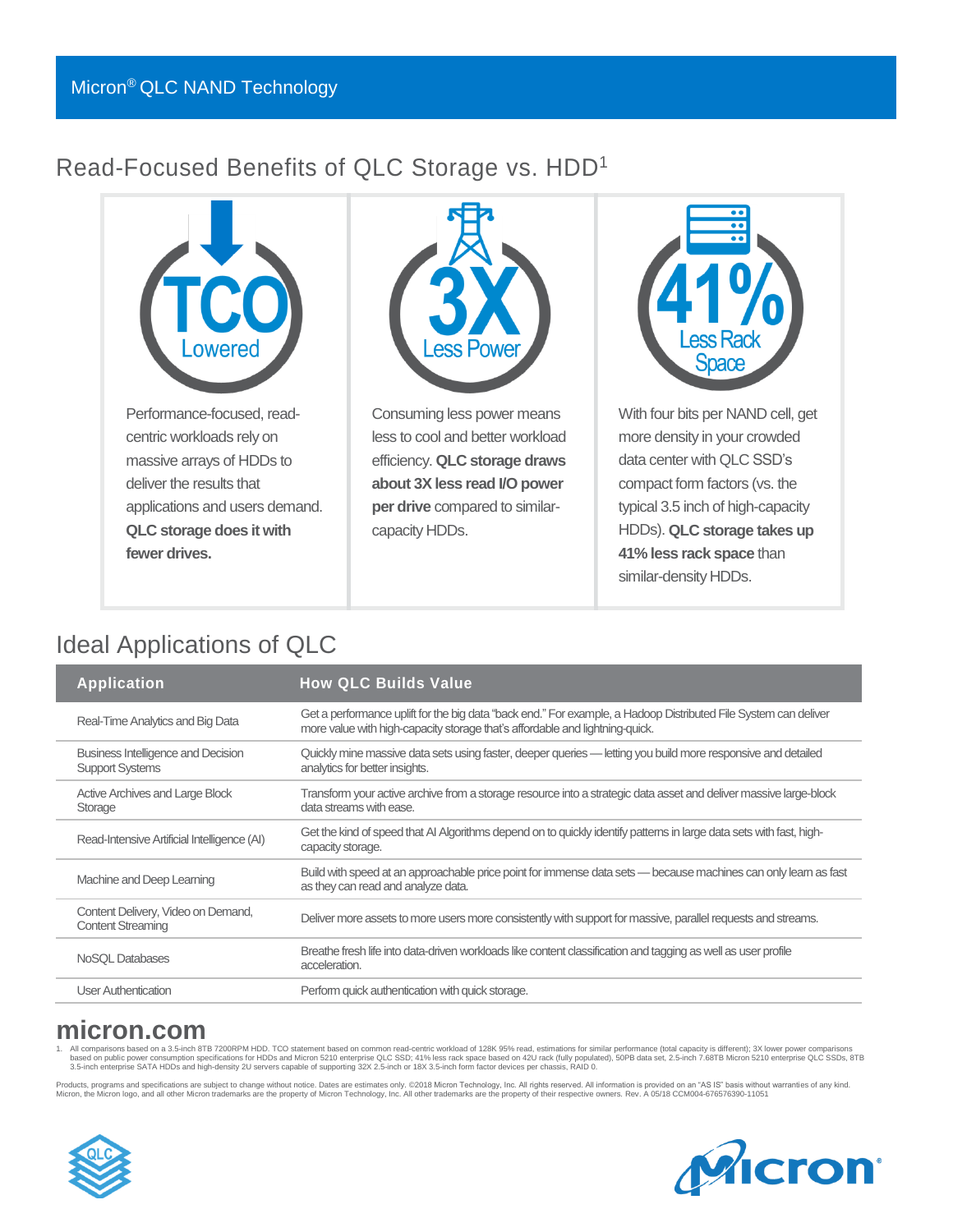Micron® QLC NAND Technology

## Read-Focused Benefits of QLC Storage vs. HDD[1]

**TCO Lowered**

Performance-focused, read-centric workloads rely on massive arrays of HDDs to deliver the results that applications and users demand. **QLC storage does it with fewer drives.**

**3X Less Power**

Consuming less power means less to cool and better workload efficiency. **QLC storage draws about 3X less read I/O power per drive** compared to similar-capacity HDDs.

**41% Less Rack Space**

With four bits per NAND cell, get more density in your crowded data center with QLC SSD's compact form factors (vs. the typical 3.5 inch of high-capacity HDDs). **QLC storage takes up 41% less rack space** than similar-density HDDs.

## Ideal Applications of QLC

| Application | How QLC Builds Value |
|---|---|
| Real-Time Analytics and Big Data | Get a performance uplift for the big data "back end." For example, a Hadoop Distributed File System can deliver more value with high-capacity storage that's affordable and lightning-quick. |
| Business Intelligence and Decision Support Systems | Quickly mine massive data sets using faster, deeper queries — letting you build more responsive and detailed analytics for better insights. |
| Active Archives and Large Block Storage | Transform your active archive from a storage resource into a strategic data asset and deliver massive large-block data streams with ease. |
| Read-Intensive Artificial Intelligence (AI) | Get the kind of speed that AI Algorithms depend on to quickly identify patterns in large data sets with fast, high-capacity storage. |
| Machine and Deep Learning | Build with speed at an approachable price point for immense data sets — because machines can only learn as fast as they can read and analyze data. |
| Content Delivery, Video on Demand, Content Streaming | Deliver more assets to more users more consistently with support for massive, parallel requests and streams. |
| NoSQL Databases | Breathe fresh life into data-driven workloads like content classification and tagging as well as user profile acceleration. |
| User Authentication | Perform quick authentication with quick storage. |

**micron.com**

1. All comparisons based on a 3.5-inch 8TB 7200RPM HDD. TCO statement based on common read-centric workload of 128K 95% read, estimations for similar performance (total capacity is different); 3X lower power comparisons based on public power consumption specifications for HDDs and Micron 5210 enterprise QLC SSD; 41% less rack space based on 42U rack (fully populated), 50PB data set, 2.5-inch 7.68TB Micron 5210 enterprise QLC SSDs, 8TB 3.5-inch enterprise SATA HDDs and high-density 2U servers capable of supporting 32X 2.5-inch or 18X 3.5-inch form factor devices per chassis, RAID 0.

Products, programs and specifications are subject to change without notice. Dates are estimates only. ©2018 Micron Technology, Inc. All rights reserved. All information is provided on an "AS IS" basis without warranties of any kind. Micron, the Micron logo, and all other Micron trademarks are the property of Micron Technology, Inc. All other trademarks are the property of their respective owners. Rev. A 05/18 CCM004-676576390-11051